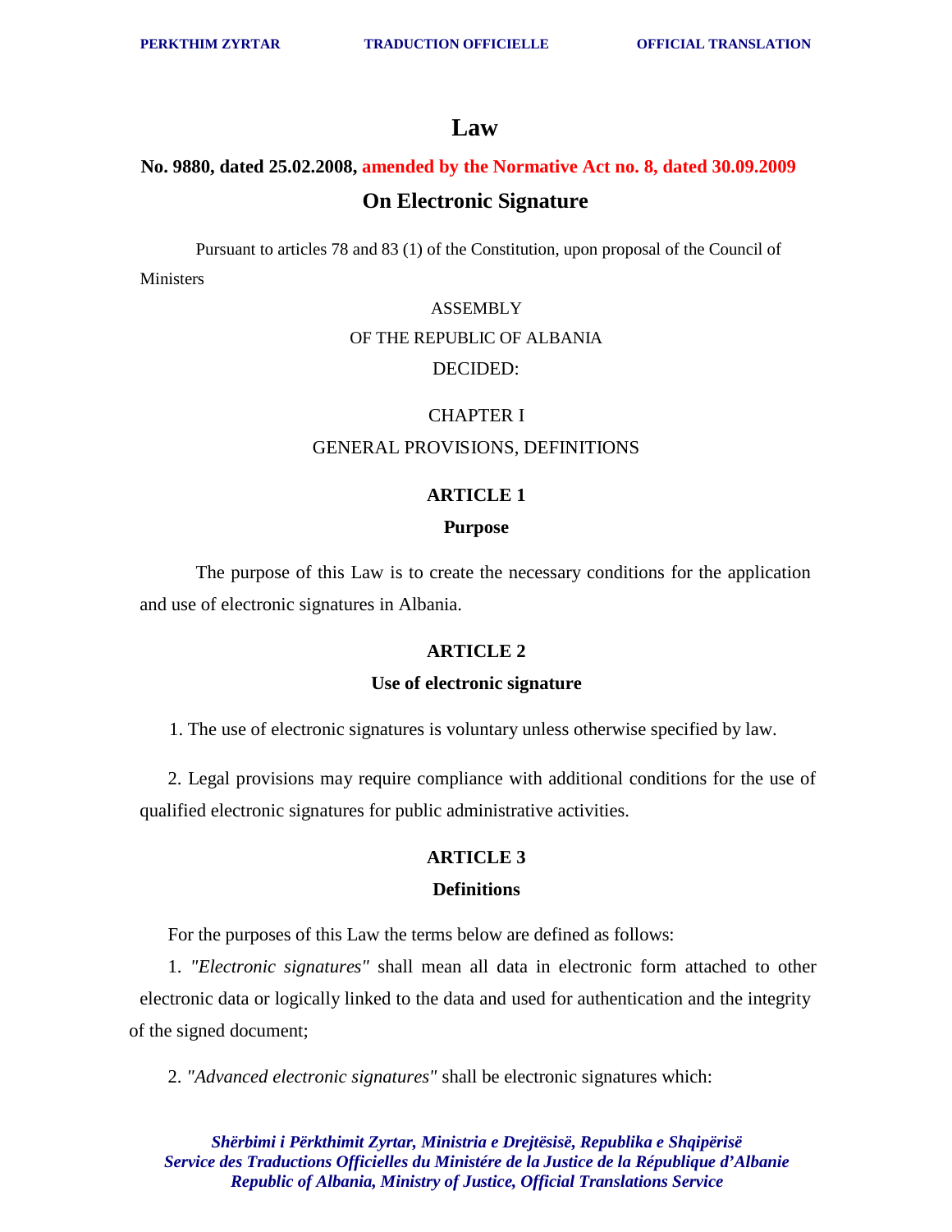# Law

**No. 9880, dated 25.02.2008, amended by the Normative Act no. 8, dated 30.09.2009**

## On Electronic Signature

Pursuant to articles 78 and 83 (1) of the Constitution, upon proposal of the Council of Ministers

ASSEMBLY

OF THE REPUBLIC OF ALBANIA

DECIDED:

CHAPTER I

GENERAL PROVISIONS, DEFINITIONS

### ARTICLE 1

**Purpose**

The purpose of this Law is to create the necessary conditions for the application and use of electronic signatures in Albania.

### ARTICLE 2

**Use of electronic signature**

1. The use of electronic signatures is voluntary unless otherwise specified by law.

2. Legal provisions may require compliance with additional conditions for the use of qualified electronic signatures for public administrative activities.

### ARTICLE 3

**Definitions**

For the purposes of this Law the terms below are defined as follows:

1. *"Electronic signatures"* shall mean all data in electronic form attached to other electronic data or logically linked to the data and used for authentication and the integrity of the signed document;

2. *"Advanced electronic signatures"* shall be electronic signatures which: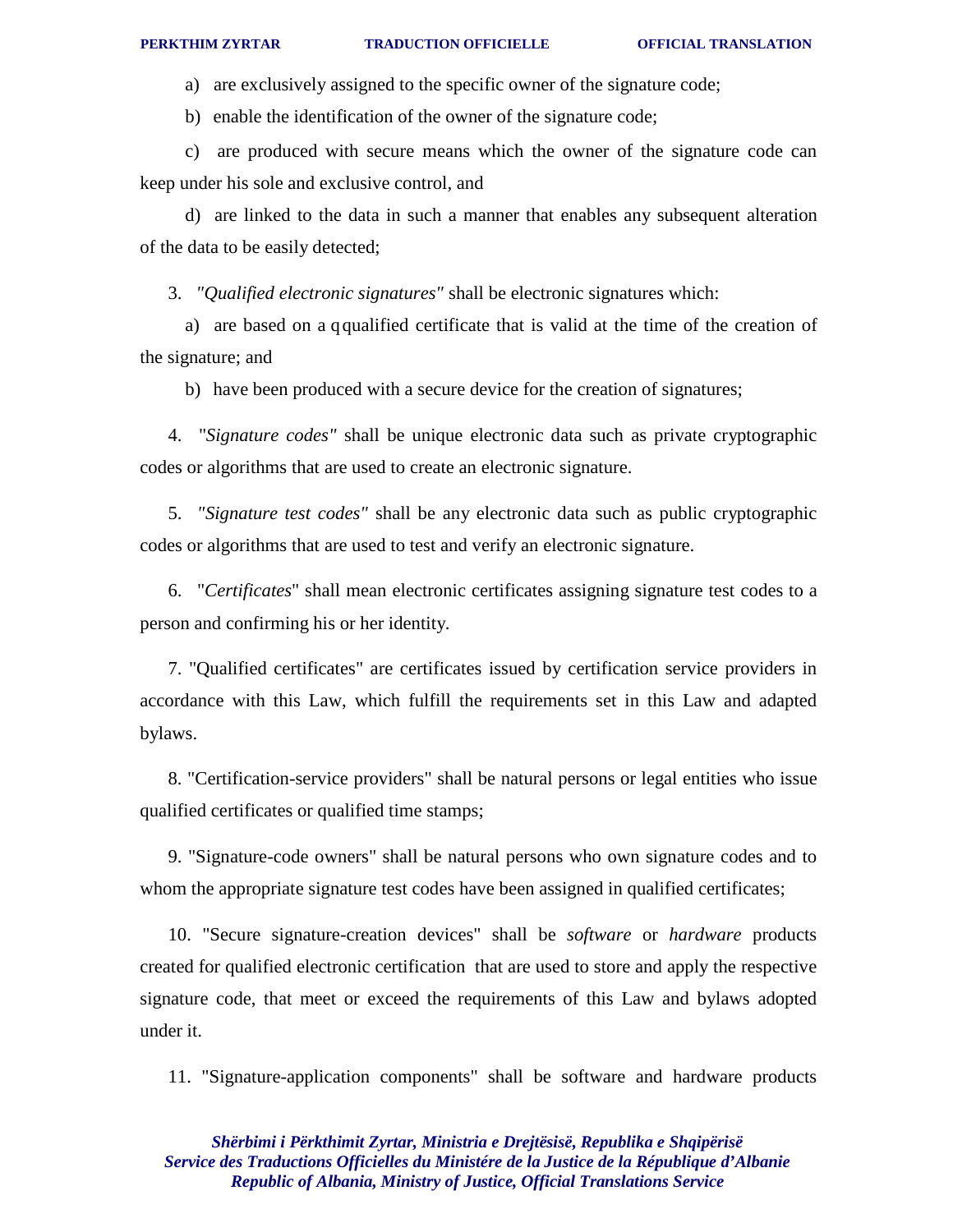a) are exclusively assigned to the specific owner of the signature code;

b) enable the identification of the owner of the signature code;

c) are produced with secure means which the owner of the signature code can keep under his sole and exclusive control, and

d) are linked to the data in such a manner that enables any subsequent alteration of the data to be easily detected;

3. *"Qualified electronic signatures"* shall be electronic signatures which:

a) are based on a qqualified certificate that is valid at the time of the creation of the signature; and

b) have been produced with a secure device for the creation of signatures;

4. "*Signature codes"* shall be unique electronic data such as private cryptographic codes or algorithms that are used to create an electronic signature.

5. *"Signature test codes"* shall be any electronic data such as public cryptographic codes or algorithms that are used to test and verify an electronic signature.

6. "*Certificates*" shall mean electronic certificates assigning signature test codes to a person and confirming his or her identity.

7. "Qualified certificates" are certificates issued by certification service providers in accordance with this Law, which fulfill the requirements set in this Law and adapted bylaws.

8. "Certification-service providers" shall be natural persons or legal entities who issue qualified certificates or qualified time stamps;

9. "Signature-code owners" shall be natural persons who own signature codes and to whom the appropriate signature test codes have been assigned in qualified certificates;

10. "Secure signature-creation devices" shall be *software* or *hardware* products created for qualified electronic certification that are used to store and apply the respective signature code, that meet or exceed the requirements of this Law and bylaws adopted under it.

11. "Signature-application components" shall be software and hardware products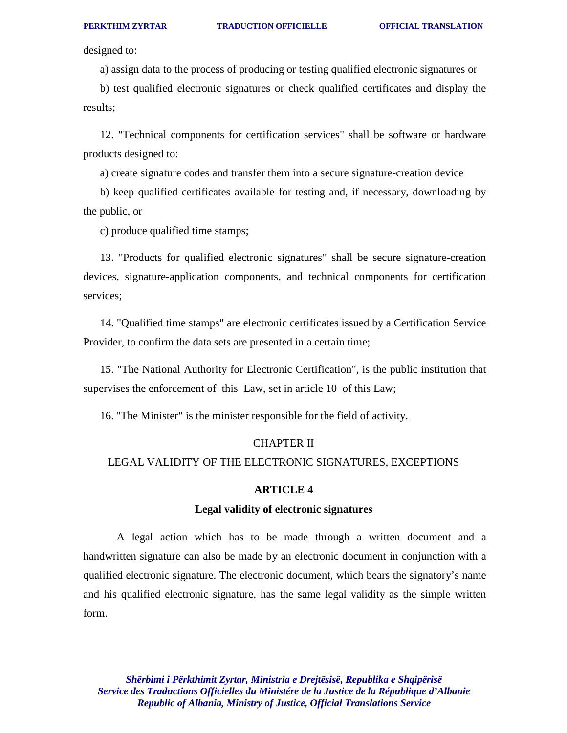designed to:

a) assign data to the process of producing or testing qualified electronic signatures or

b) test qualified electronic signatures or check qualified certificates and display the results;

12. "Technical components for certification services" shall be software or hardware products designed to:

a) create signature codes and transfer them into a secure signature-creation device

b) keep qualified certificates available for testing and, if necessary, downloading by the public, or

c) produce qualified time stamps;

13. "Products for qualified electronic signatures" shall be secure signature-creation devices, signature-application components, and technical components for certification services;

14. "Qualified time stamps" are electronic certificates issued by a Certification Service Provider, to confirm the data sets are presented in a certain time;

15. "The National Authority for Electronic Certification", is the public institution that supervises the enforcement of this Law, set in article 10 of this Law;

16. "The Minister" is the minister responsible for the field of activity.

## CHAPTER II

## LEGAL VALIDITY OF THE ELECTRONIC SIGNATURES, EXCEPTIONS

### ARTICLE 4

### Legal validity of electronic signatures

A legal action which has to be made through a written document and a handwritten signature can also be made by an electronic document in conjunction with a qualified electronic signature. The electronic document, which bears the signatory's name and his qualified electronic signature, has the same legal validity as the simple written form.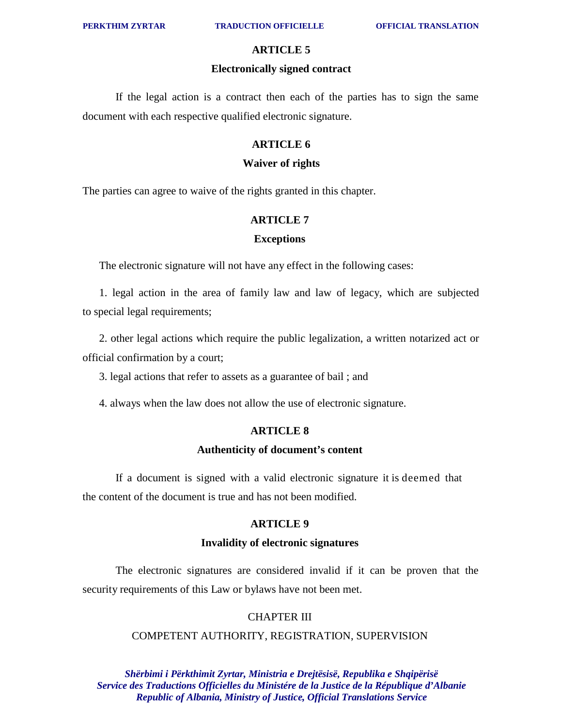### ARTICLE 5

### Electronically signed contract

If the legal action is a contract then each of the parties has to sign the same document with each respective qualified electronic signature.

### ARTICLE 6

### Waiver of rights

The parties can agree to waive of the rights granted in this chapter.

### ARTICLE 7

### Exceptions

The electronic signature will not have any effect in the following cases:

1. legal action in the area of family law and law of legacy, which are subjected to special legal requirements;

2. other legal actions which require the public legalization, a written notarized act or official confirmation by a court;

3. legal actions that refer to assets as a guarantee of bail ; and

4. always when the law does not allow the use of electronic signature.

### ARTICLE 8

### Authenticity of document's content

If a document is signed with a valid electronic signature it is deemed that the content of the document is true and has not been modified.

### ARTICLE 9

### Invalidity of electronic signatures

The electronic signatures are considered invalid if it can be proven that the security requirements of this Law or bylaws have not been met.

## CHAPTER III

## COMPETENT AUTHORITY, REGISTRATION, SUPERVISION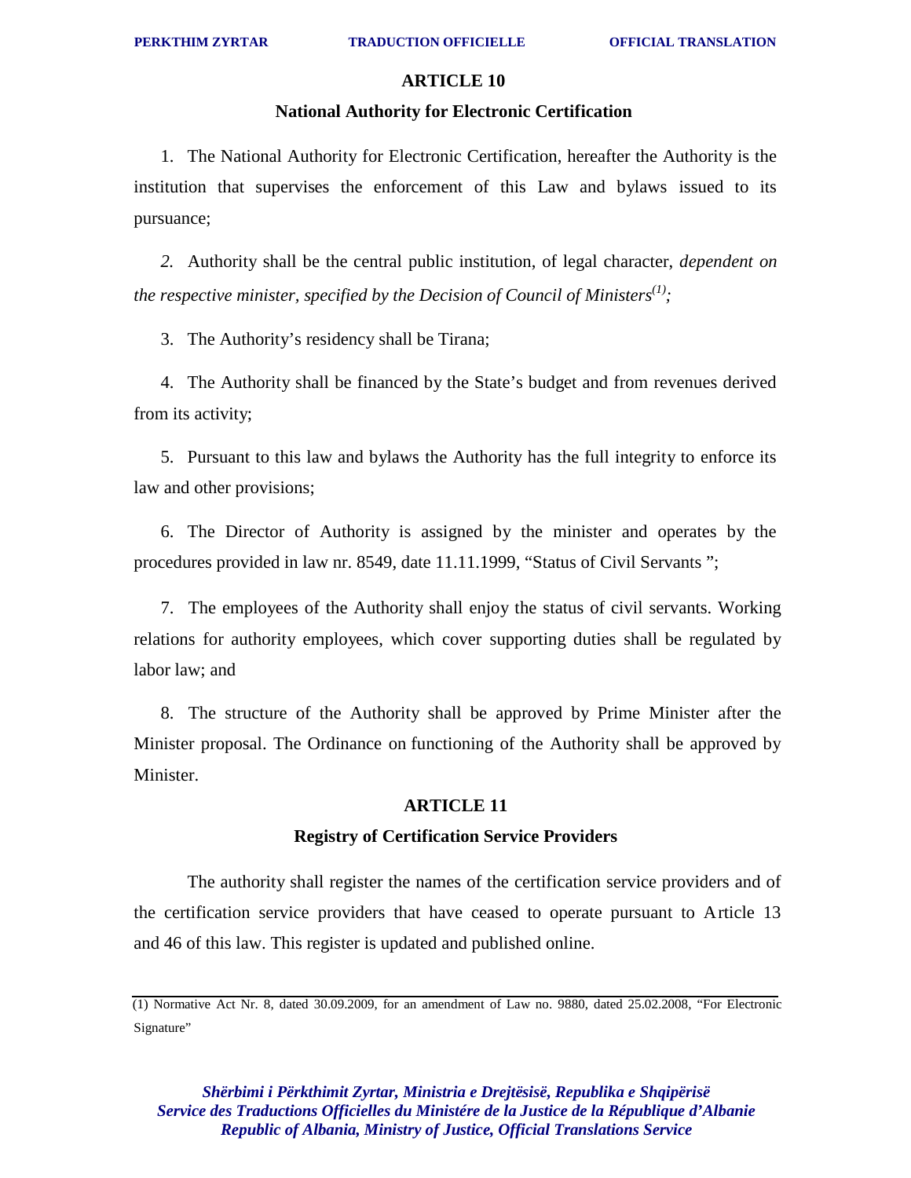## ARTICLE 10

### National Authority for Electronic Certification

1. The National Authority for Electronic Certification, hereafter the Authority is the institution that supervises the enforcement of this Law and bylaws issued to its pursuance;

*2.* Authority shall be the central public institution, of legal character, *dependent on the respective minister, specified by the Decision of Council of Ministers*[(1)]*;*

3. The Authority's residency shall be Tirana;

4. The Authority shall be financed by the State's budget and from revenues derived from its activity;

5. Pursuant to this law and bylaws the Authority has the full integrity to enforce its law and other provisions;

6. The Director of Authority is assigned by the minister and operates by the procedures provided in law nr. 8549, date 11.11.1999, "Status of Civil Servants ";

7. The employees of the Authority shall enjoy the status of civil servants. Working relations for authority employees, which cover supporting duties shall be regulated by labor law; and

8. The structure of the Authority shall be approved by Prime Minister after the Minister proposal. The Ordinance on functioning of the Authority shall be approved by Minister.

## ARTICLE 11

### Registry of Certification Service Providers

The authority shall register the names of the certification service providers and of the certification service providers that have ceased to operate pursuant to Article 13 and 46 of this law. This register is updated and published online.

---

(1) Normative Act Nr. 8, dated 30.09.2009, for an amendment of Law no. 9880, dated 25.02.2008, "For Electronic Signature"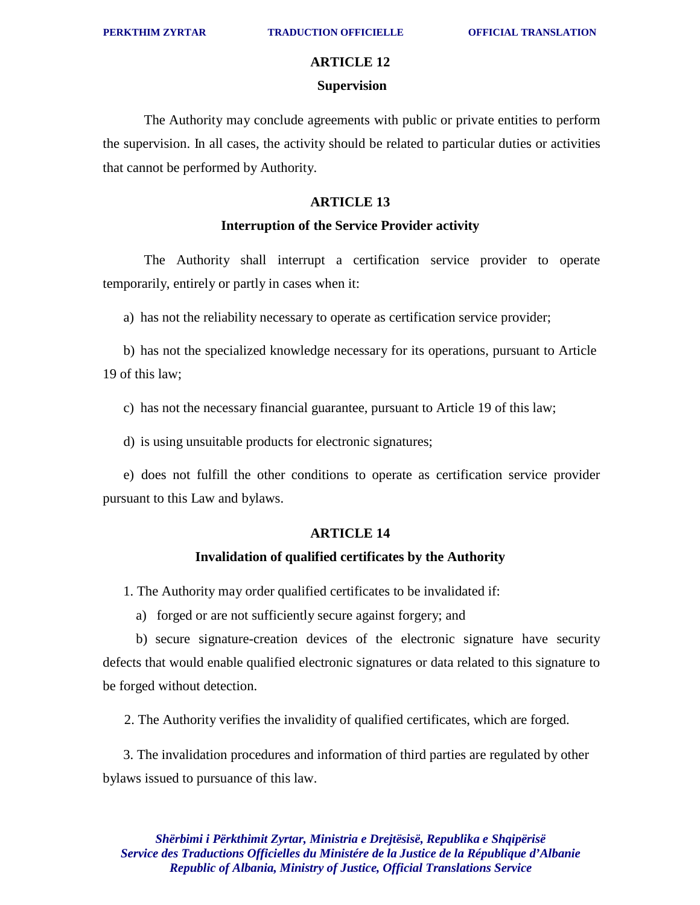## ARTICLE 12

### Supervision

The Authority may conclude agreements with public or private entities to perform the supervision. In all cases, the activity should be related to particular duties or activities that cannot be performed by Authority.

## ARTICLE 13

### Interruption of the Service Provider activity

The Authority shall interrupt a certification service provider to operate temporarily, entirely or partly in cases when it:

a) has not the reliability necessary to operate as certification service provider;

b) has not the specialized knowledge necessary for its operations, pursuant to Article 19 of this law;

c) has not the necessary financial guarantee, pursuant to Article 19 of this law;

d) is using unsuitable products for electronic signatures;

e) does not fulfill the other conditions to operate as certification service provider pursuant to this Law and bylaws.

## ARTICLE 14

### Invalidation of qualified certificates by the Authority

1. The Authority may order qualified certificates to be invalidated if:

   a) forged or are not sufficiently secure against forgery; and

   b) secure signature-creation devices of the electronic signature have security defects that would enable qualified electronic signatures or data related to this signature to be forged without detection.

2. The Authority verifies the invalidity of qualified certificates, which are forged.

3. The invalidation procedures and information of third parties are regulated by other bylaws issued to pursuance of this law.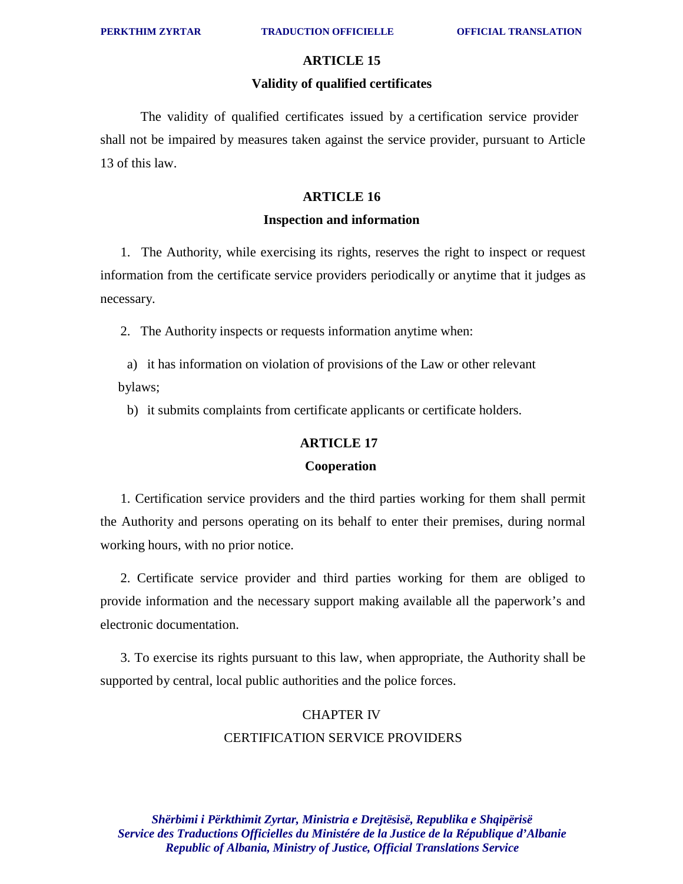## ARTICLE 15

### Validity of qualified certificates

The validity of qualified certificates issued by a certification service provider shall not be impaired by measures taken against the service provider, pursuant to Article 13 of this law.

## ARTICLE 16

### Inspection and information

1. The Authority, while exercising its rights, reserves the right to inspect or request information from the certificate service providers periodically or anytime that it judges as necessary.

2. The Authority inspects or requests information anytime when:

   a) it has information on violation of provisions of the Law or other relevant bylaws;

   b) it submits complaints from certificate applicants or certificate holders.

## ARTICLE 17

### Cooperation

1. Certification service providers and the third parties working for them shall permit the Authority and persons operating on its behalf to enter their premises, during normal working hours, with no prior notice.

2. Certificate service provider and third parties working for them are obliged to provide information and the necessary support making available all the paperwork's and electronic documentation.

3. To exercise its rights pursuant to this law, when appropriate, the Authority shall be supported by central, local public authorities and the police forces.

# CHAPTER IV

# CERTIFICATION SERVICE PROVIDERS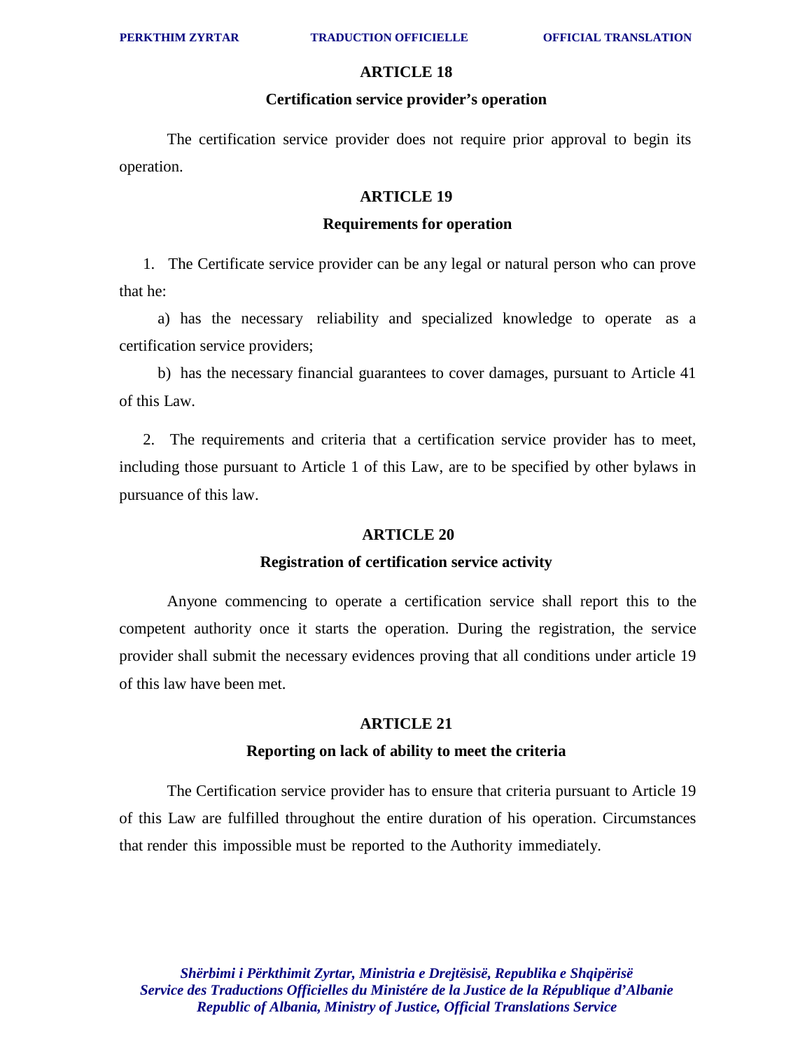**ARTICLE 18**

**Certification service provider's operation**

The certification service provider does not require prior approval to begin its operation.

**ARTICLE 19**

**Requirements for operation**

1. The Certificate service provider can be any legal or natural person who can prove that he:

a) has the necessary reliability and specialized knowledge to operate as a certification service providers;

b) has the necessary financial guarantees to cover damages, pursuant to Article 41 of this Law.

2. The requirements and criteria that a certification service provider has to meet, including those pursuant to Article 1 of this Law, are to be specified by other bylaws in pursuance of this law.

**ARTICLE 20**

**Registration of certification service activity**

Anyone commencing to operate a certification service shall report this to the competent authority once it starts the operation. During the registration, the service provider shall submit the necessary evidences proving that all conditions under article 19 of this law have been met.

**ARTICLE 21**

**Reporting on lack of ability to meet the criteria**

The Certification service provider has to ensure that criteria pursuant to Article 19 of this Law are fulfilled throughout the entire duration of his operation. Circumstances that render this impossible must be reported to the Authority immediately.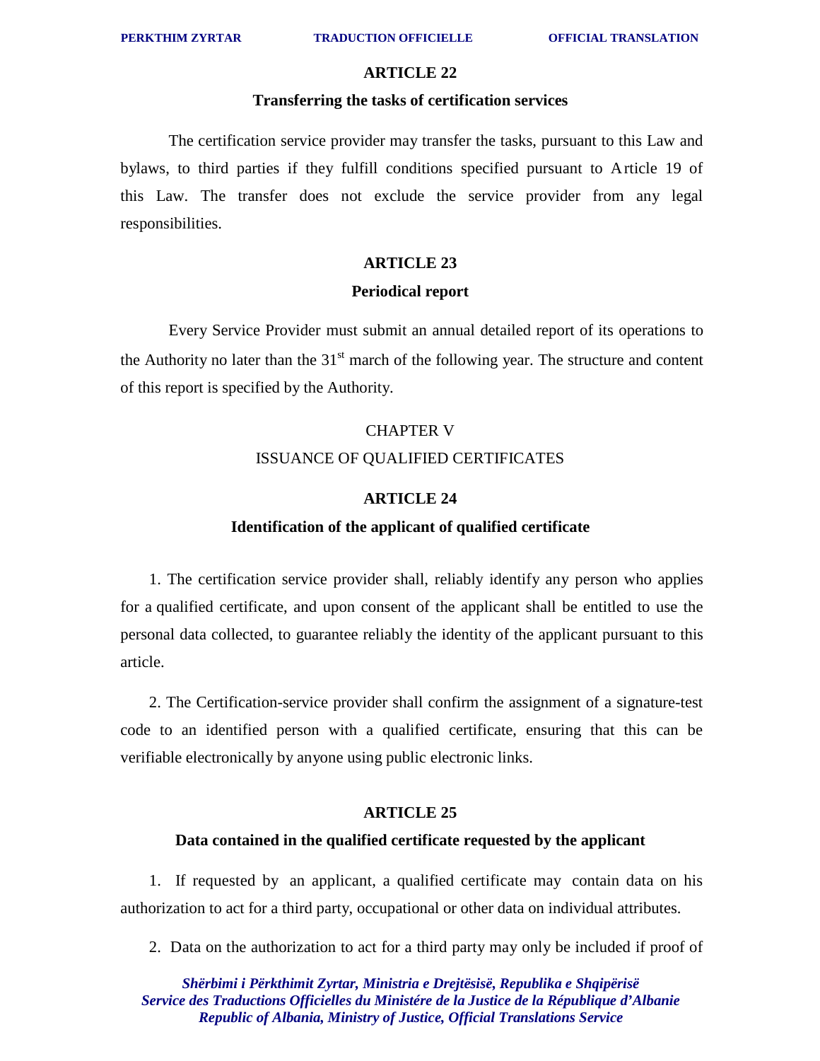## ARTICLE 22

### Transferring the tasks of certification services

The certification service provider may transfer the tasks, pursuant to this Law and bylaws, to third parties if they fulfill conditions specified pursuant to Article 19 of this Law. The transfer does not exclude the service provider from any legal responsibilities.

## ARTICLE 23

### Periodical report

Every Service Provider must submit an annual detailed report of its operations to the Authority no later than the 31st march of the following year. The structure and content of this report is specified by the Authority.

# CHAPTER V

# ISSUANCE OF QUALIFIED CERTIFICATES

## ARTICLE 24

### Identification of the applicant of qualified certificate

1. The certification service provider shall, reliably identify any person who applies for a qualified certificate, and upon consent of the applicant shall be entitled to use the personal data collected, to guarantee reliably the identity of the applicant pursuant to this article.

2. The Certification-service provider shall confirm the assignment of a signature-test code to an identified person with a qualified certificate, ensuring that this can be verifiable electronically by anyone using public electronic links.

## ARTICLE 25

### Data contained in the qualified certificate requested by the applicant

1. If requested by an applicant, a qualified certificate may contain data on his authorization to act for a third party, occupational or other data on individual attributes.

2. Data on the authorization to act for a third party may only be included if proof of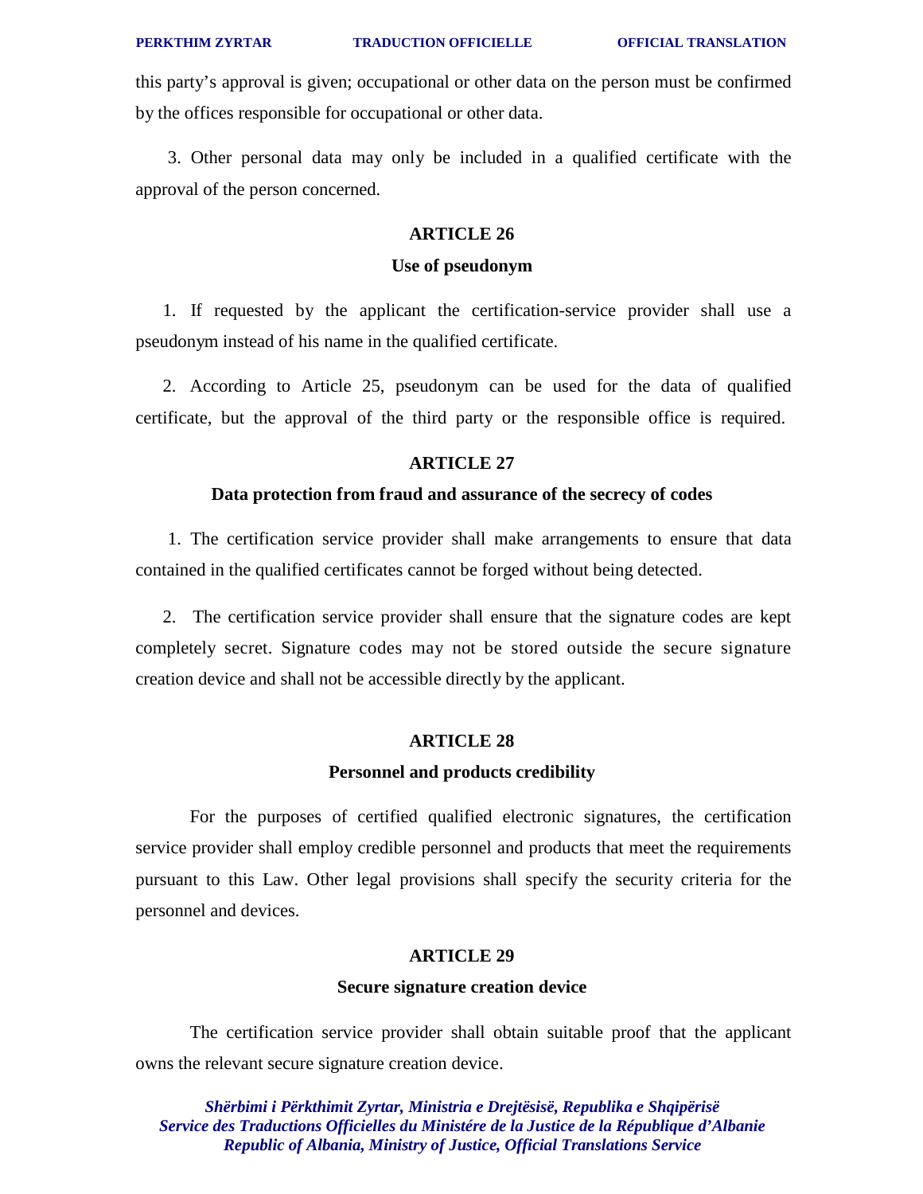this party's approval is given; occupational or other data on the person must be confirmed by the offices responsible for occupational or other data.

3. Other personal data may only be included in a qualified certificate with the approval of the person concerned.

## ARTICLE 26

### Use of pseudonym

1. If requested by the applicant the certification-service provider shall use a pseudonym instead of his name in the qualified certificate.

2. According to Article 25, pseudonym can be used for the data of qualified certificate, but the approval of the third party or the responsible office is required.

## ARTICLE 27

### Data protection from fraud and assurance of the secrecy of codes

1. The certification service provider shall make arrangements to ensure that data contained in the qualified certificates cannot be forged without being detected.

2. The certification service provider shall ensure that the signature codes are kept completely secret. Signature codes may not be stored outside the secure signature creation device and shall not be accessible directly by the applicant.

## ARTICLE 28

### Personnel and products credibility

For the purposes of certified qualified electronic signatures, the certification service provider shall employ credible personnel and products that meet the requirements pursuant to this Law. Other legal provisions shall specify the security criteria for the personnel and devices.

## ARTICLE 29

### Secure signature creation device

The certification service provider shall obtain suitable proof that the applicant owns the relevant secure signature creation device.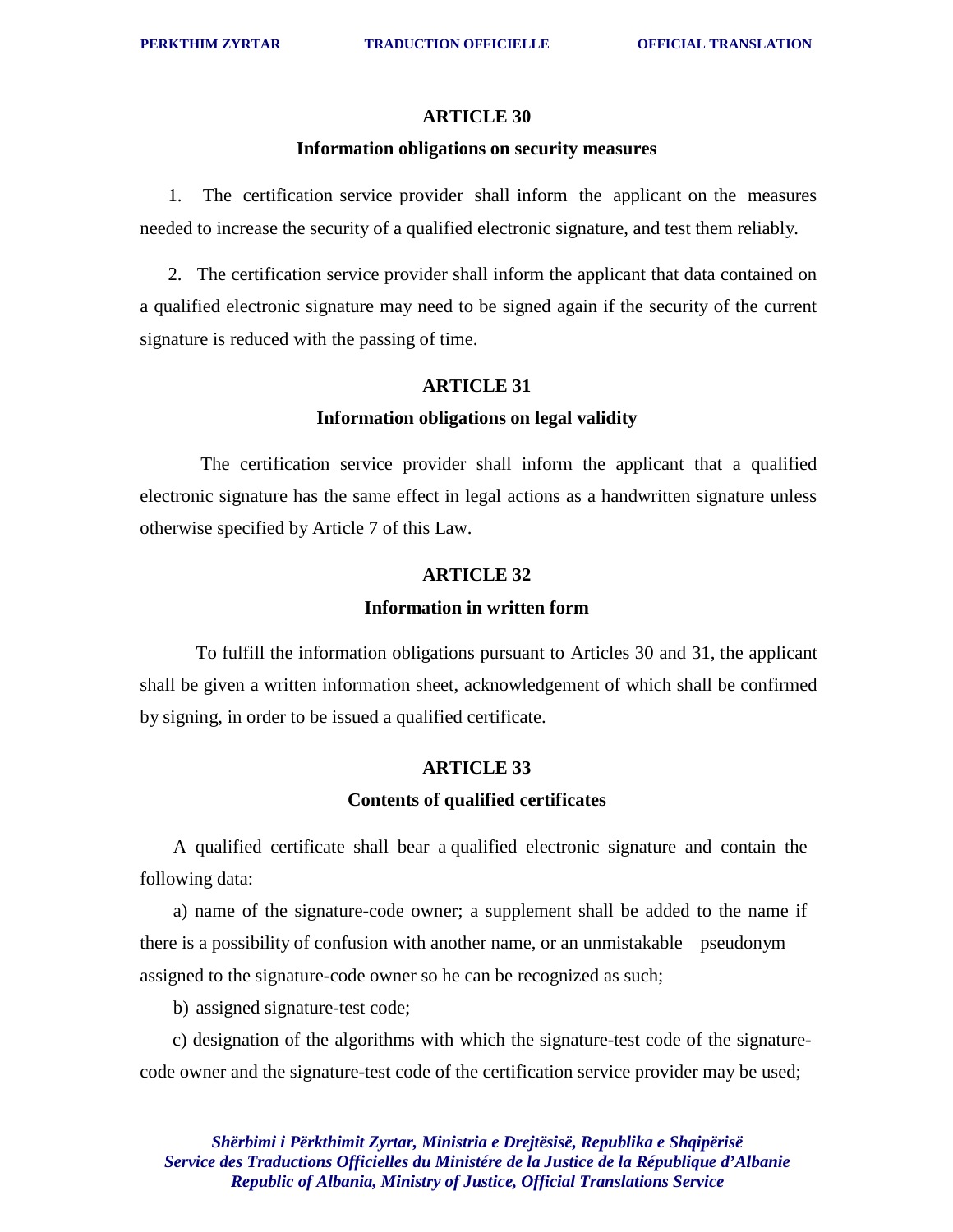## ARTICLE 30

### Information obligations on security measures

1. The certification service provider shall inform the applicant on the measures needed to increase the security of a qualified electronic signature, and test them reliably.

2. The certification service provider shall inform the applicant that data contained on a qualified electronic signature may need to be signed again if the security of the current signature is reduced with the passing of time.

## ARTICLE 31

### Information obligations on legal validity

The certification service provider shall inform the applicant that a qualified electronic signature has the same effect in legal actions as a handwritten signature unless otherwise specified by Article 7 of this Law.

## ARTICLE 32

### Information in written form

To fulfill the information obligations pursuant to Articles 30 and 31, the applicant shall be given a written information sheet, acknowledgement of which shall be confirmed by signing, in order to be issued a qualified certificate.

## ARTICLE 33

### Contents of qualified certificates

A qualified certificate shall bear a qualified electronic signature and contain the following data:

a) name of the signature-code owner; a supplement shall be added to the name if there is a possibility of confusion with another name, or an unmistakable pseudonym assigned to the signature-code owner so he can be recognized as such;

b) assigned signature-test code;

c) designation of the algorithms with which the signature-test code of the signature-code owner and the signature-test code of the certification service provider may be used;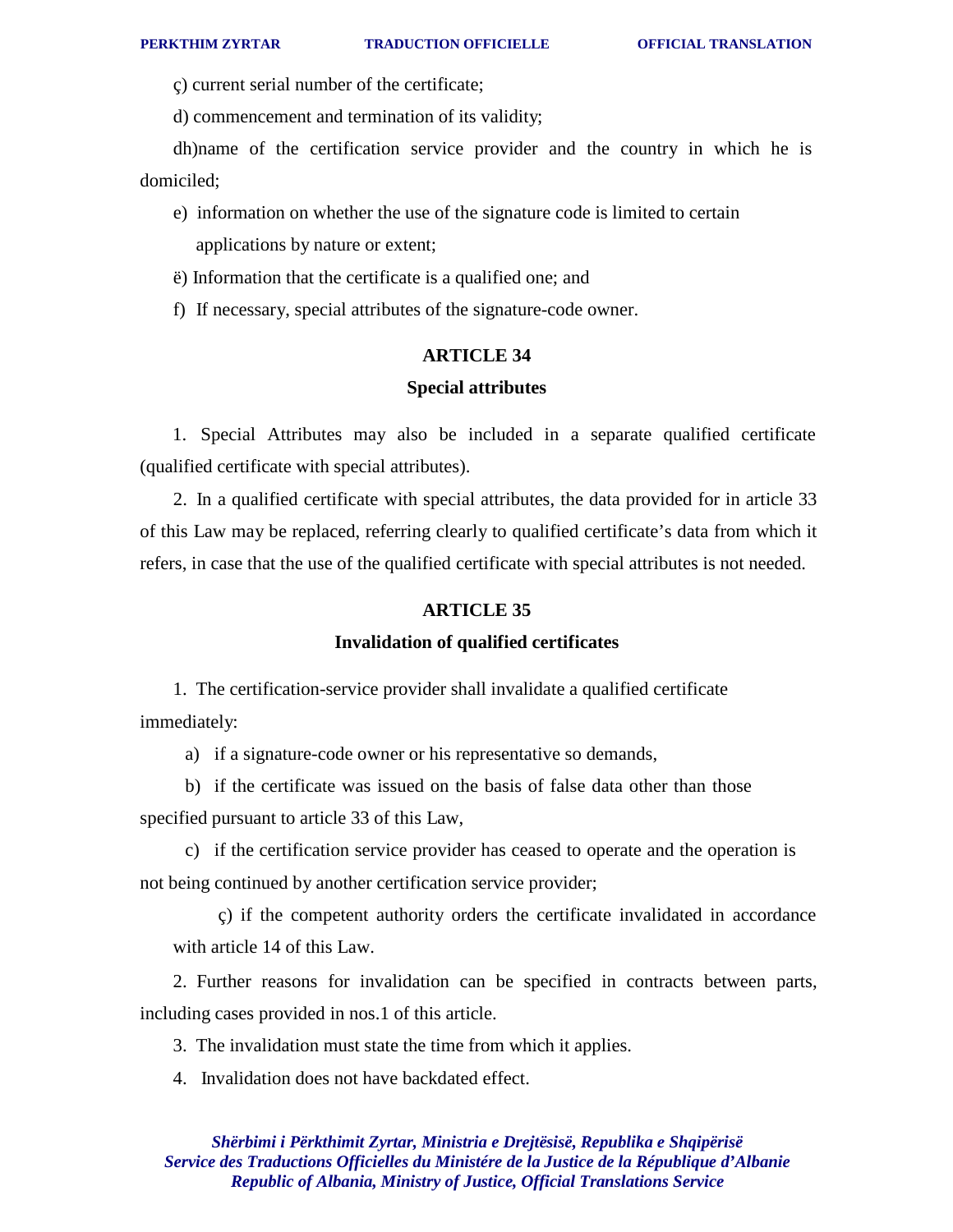ç) current serial number of the certificate;

d) commencement and termination of its validity;

dh)name of the certification service provider and the country in which he is domiciled;

e) information on whether the use of the signature code is limited to certain applications by nature or extent;

ë) Information that the certificate is a qualified one; and

f) If necessary, special attributes of the signature-code owner.

## ARTICLE 34

### Special attributes

1. Special Attributes may also be included in a separate qualified certificate (qualified certificate with special attributes).

2. In a qualified certificate with special attributes, the data provided for in article 33 of this Law may be replaced, referring clearly to qualified certificate's data from which it refers, in case that the use of the qualified certificate with special attributes is not needed.

## ARTICLE 35

### Invalidation of qualified certificates

1. The certification-service provider shall invalidate a qualified certificate immediately:

a) if a signature-code owner or his representative so demands,

b) if the certificate was issued on the basis of false data other than those specified pursuant to article 33 of this Law,

c) if the certification service provider has ceased to operate and the operation is not being continued by another certification service provider;

ç) if the competent authority orders the certificate invalidated in accordance with article 14 of this Law.

2. Further reasons for invalidation can be specified in contracts between parts, including cases provided in nos.1 of this article.

3. The invalidation must state the time from which it applies.

4. Invalidation does not have backdated effect.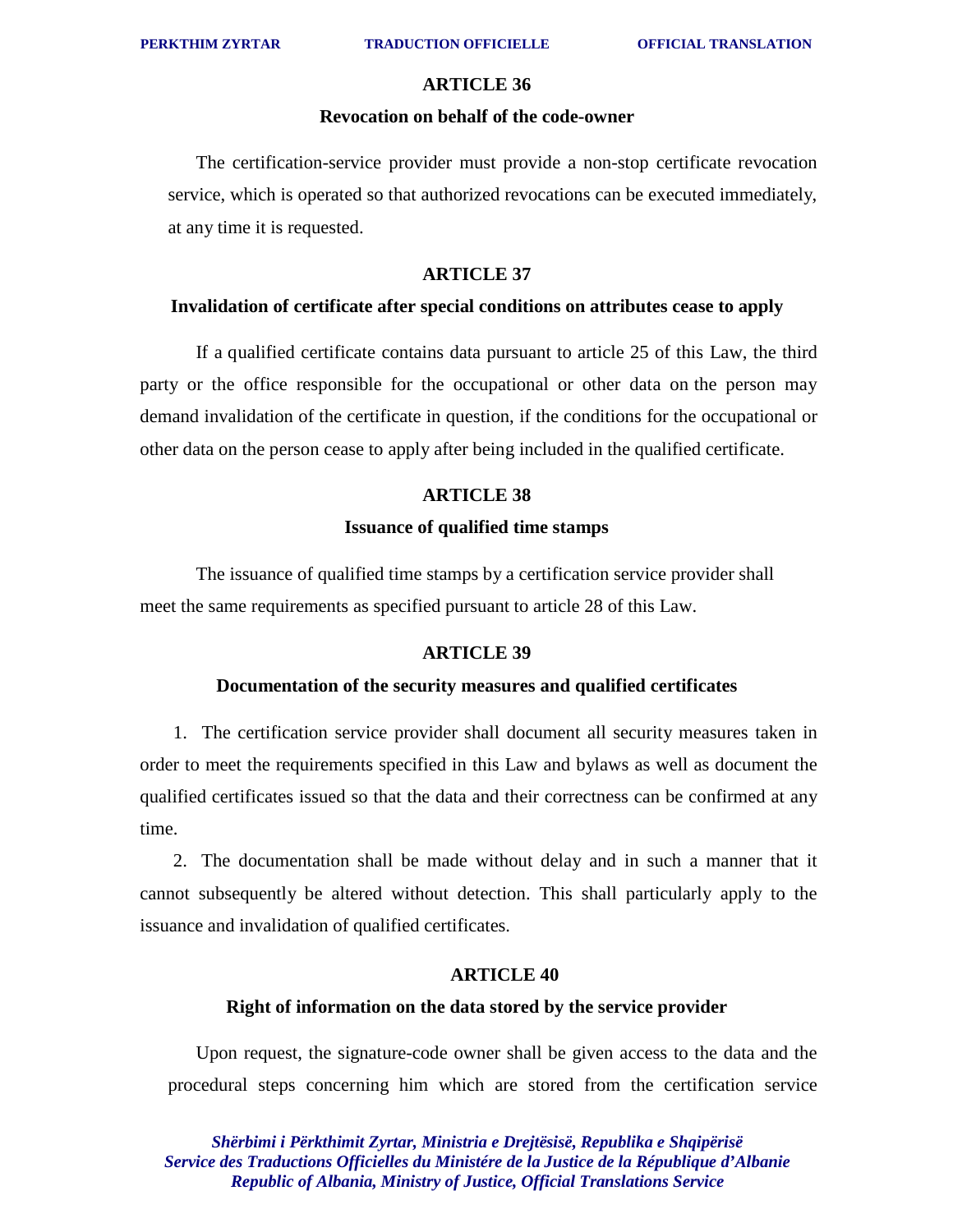## ARTICLE 36

### Revocation on behalf of the code-owner

The certification-service provider must provide a non-stop certificate revocation service, which is operated so that authorized revocations can be executed immediately, at any time it is requested.

## ARTICLE 37

### Invalidation of certificate after special conditions on attributes cease to apply

If a qualified certificate contains data pursuant to article 25 of this Law, the third party or the office responsible for the occupational or other data on the person may demand invalidation of the certificate in question, if the conditions for the occupational or other data on the person cease to apply after being included in the qualified certificate.

## ARTICLE 38

### Issuance of qualified time stamps

The issuance of qualified time stamps by a certification service provider shall meet the same requirements as specified pursuant to article 28 of this Law.

## ARTICLE 39

### Documentation of the security measures and qualified certificates

1. The certification service provider shall document all security measures taken in order to meet the requirements specified in this Law and bylaws as well as document the qualified certificates issued so that the data and their correctness can be confirmed at any time.

2. The documentation shall be made without delay and in such a manner that it cannot subsequently be altered without detection. This shall particularly apply to the issuance and invalidation of qualified certificates.

## ARTICLE 40

### Right of information on the data stored by the service provider

Upon request, the signature-code owner shall be given access to the data and the procedural steps concerning him which are stored from the certification service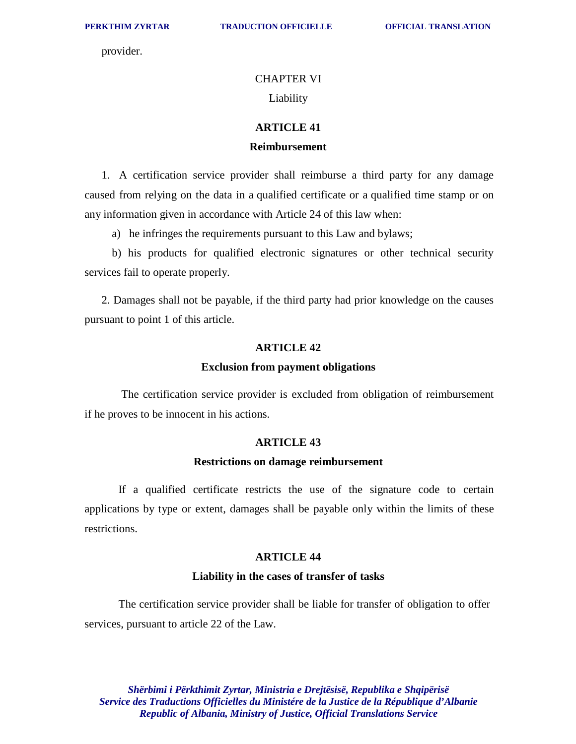provider.

## CHAPTER VI

## Liability

### ARTICLE 41

### Reimbursement

1. A certification service provider shall reimburse a third party for any damage caused from relying on the data in a qualified certificate or a qualified time stamp or on any information given in accordance with Article 24 of this law when:

   a) he infringes the requirements pursuant to this Law and bylaws;

   b) his products for qualified electronic signatures or other technical security services fail to operate properly.

2. Damages shall not be payable, if the third party had prior knowledge on the causes pursuant to point 1 of this article.

### ARTICLE 42

### Exclusion from payment obligations

The certification service provider is excluded from obligation of reimbursement if he proves to be innocent in his actions.

### ARTICLE 43

### Restrictions on damage reimbursement

If a qualified certificate restricts the use of the signature code to certain applications by type or extent, damages shall be payable only within the limits of these restrictions.

### ARTICLE 44

### Liability in the cases of transfer of tasks

The certification service provider shall be liable for transfer of obligation to offer services, pursuant to article 22 of the Law.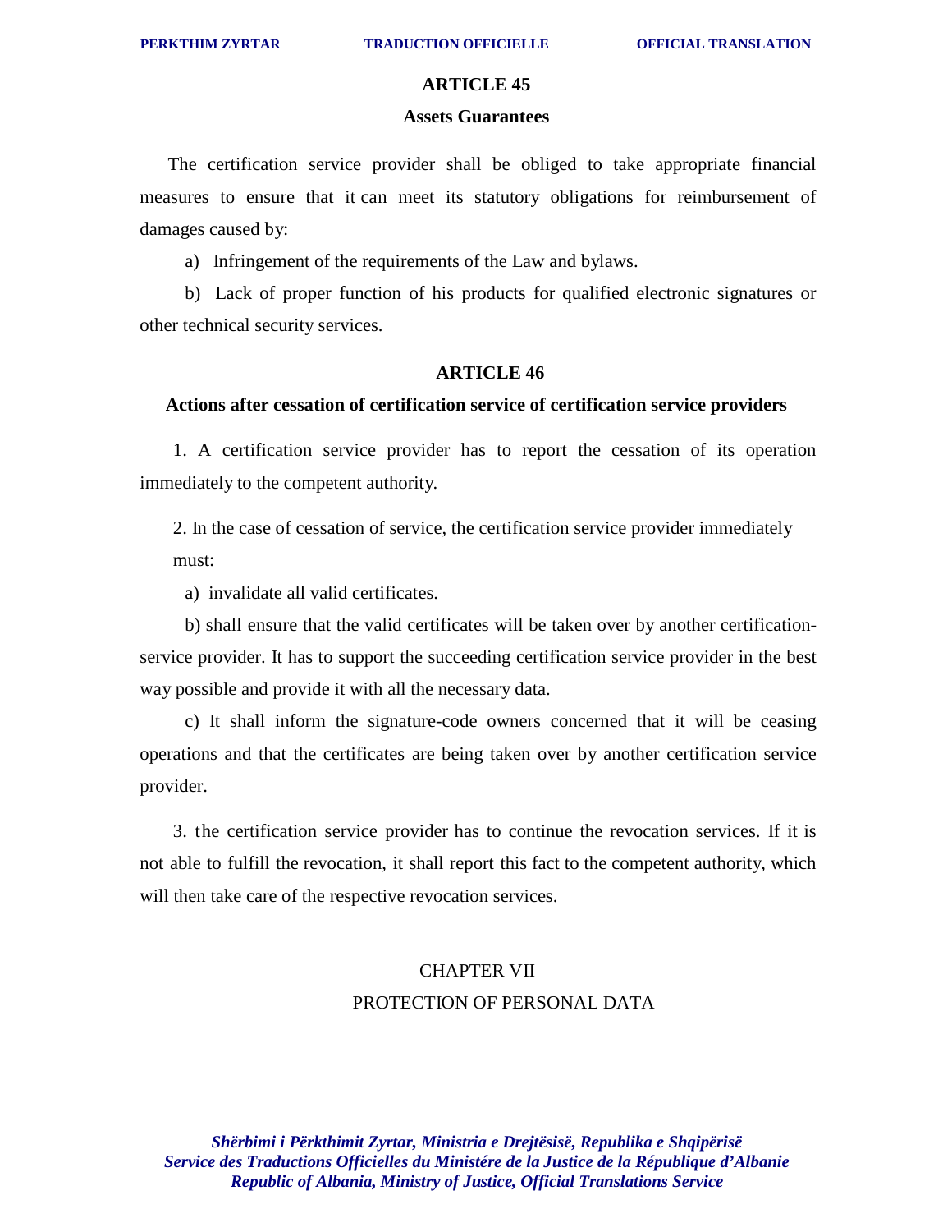## ARTICLE 45

### Assets Guarantees

The certification service provider shall be obliged to take appropriate financial measures to ensure that it can meet its statutory obligations for reimbursement of damages caused by:

a) Infringement of the requirements of the Law and bylaws.

b) Lack of proper function of his products for qualified electronic signatures or other technical security services.

## ARTICLE 46

### Actions after cessation of certification service of certification service providers

1. A certification service provider has to report the cessation of its operation immediately to the competent authority.

2. In the case of cessation of service, the certification service provider immediately must:

a) invalidate all valid certificates.

b) shall ensure that the valid certificates will be taken over by another certification-service provider. It has to support the succeeding certification service provider in the best way possible and provide it with all the necessary data.

c) It shall inform the signature-code owners concerned that it will be ceasing operations and that the certificates are being taken over by another certification service provider.

3. the certification service provider has to continue the revocation services. If it is not able to fulfill the revocation, it shall report this fact to the competent authority, which will then take care of the respective revocation services.

# CHAPTER VII
# PROTECTION OF PERSONAL DATA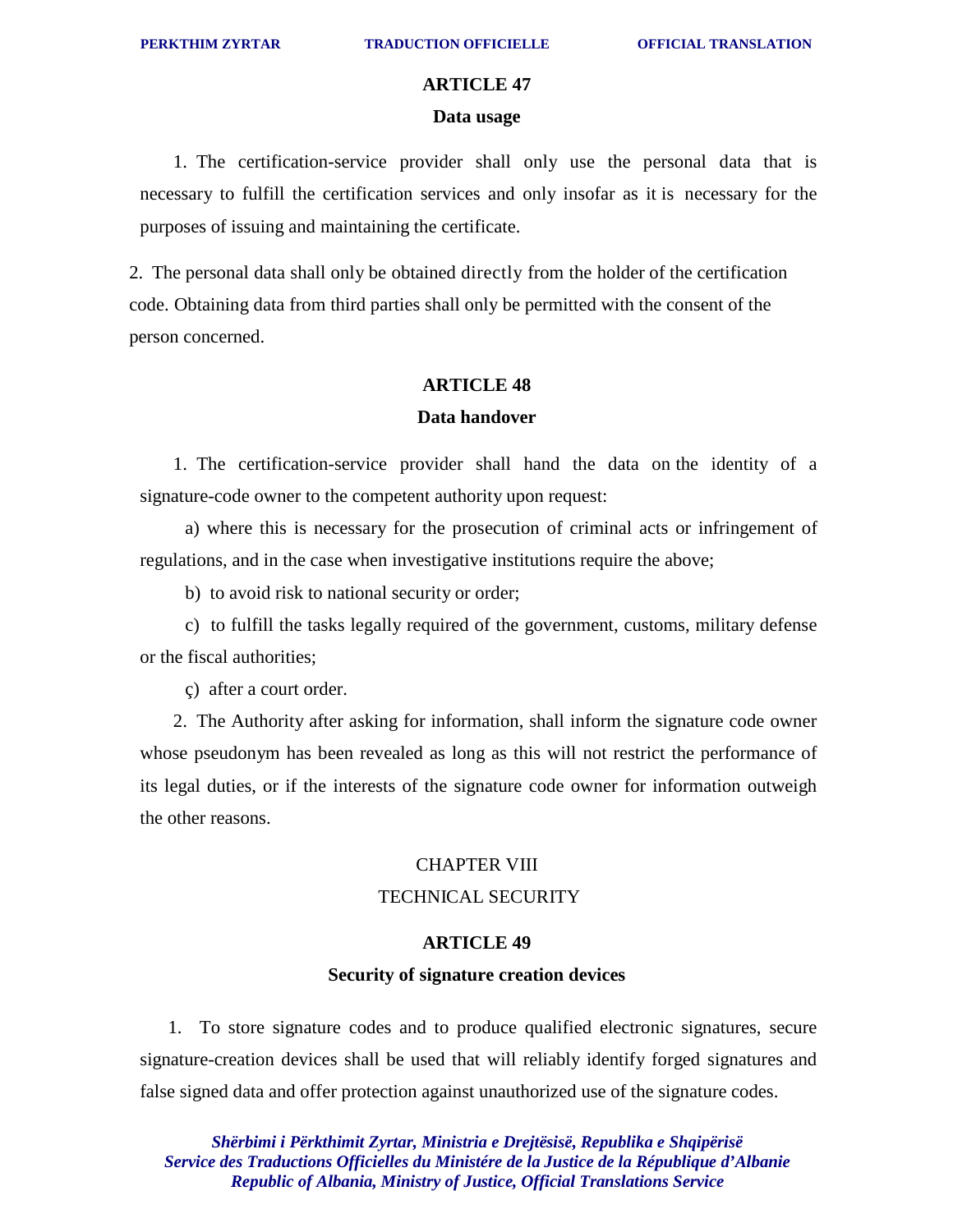## ARTICLE 47

### Data usage

1. The certification-service provider shall only use the personal data that is necessary to fulfill the certification services and only insofar as it is necessary for the purposes of issuing and maintaining the certificate.

2. The personal data shall only be obtained directly from the holder of the certification code. Obtaining data from third parties shall only be permitted with the consent of the person concerned.

## ARTICLE 48

### Data handover

1. The certification-service provider shall hand the data on the identity of a signature-code owner to the competent authority upon request:

   a) where this is necessary for the prosecution of criminal acts or infringement of regulations, and in the case when investigative institutions require the above;

   b) to avoid risk to national security or order;

   c) to fulfill the tasks legally required of the government, customs, military defense or the fiscal authorities;

   ç) after a court order.

2. The Authority after asking for information, shall inform the signature code owner whose pseudonym has been revealed as long as this will not restrict the performance of its legal duties, or if the interests of the signature code owner for information outweigh the other reasons.

# CHAPTER VIII

# TECHNICAL SECURITY

## ARTICLE 49

### Security of signature creation devices

1. To store signature codes and to produce qualified electronic signatures, secure signature-creation devices shall be used that will reliably identify forged signatures and false signed data and offer protection against unauthorized use of the signature codes.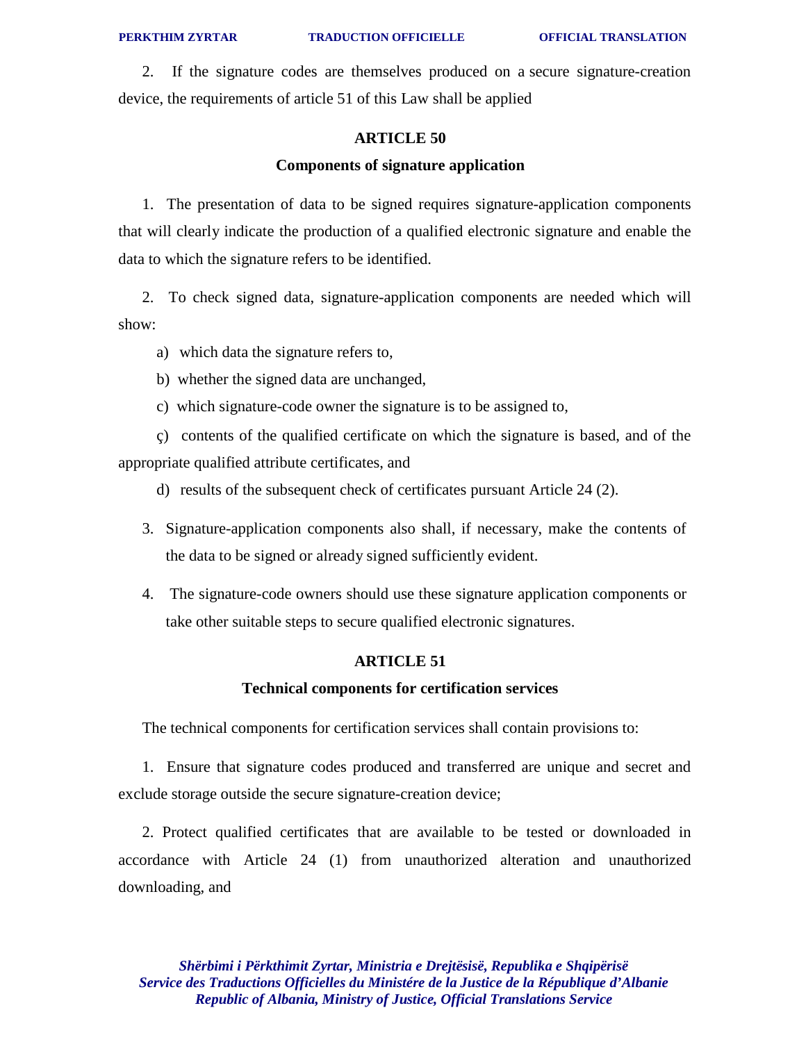2. If the signature codes are themselves produced on a secure signature-creation device, the requirements of article 51 of this Law shall be applied

## ARTICLE 50

### Components of signature application

1. The presentation of data to be signed requires signature-application components that will clearly indicate the production of a qualified electronic signature and enable the data to which the signature refers to be identified.

2. To check signed data, signature-application components are needed which will show:

a) which data the signature refers to,

b) whether the signed data are unchanged,

c) which signature-code owner the signature is to be assigned to,

ç) contents of the qualified certificate on which the signature is based, and of the appropriate qualified attribute certificates, and

d) results of the subsequent check of certificates pursuant Article 24 (2).

3. Signature-application components also shall, if necessary, make the contents of the data to be signed or already signed sufficiently evident.

4. The signature-code owners should use these signature application components or take other suitable steps to secure qualified electronic signatures.

## ARTICLE 51

### Technical components for certification services

The technical components for certification services shall contain provisions to:

1. Ensure that signature codes produced and transferred are unique and secret and exclude storage outside the secure signature-creation device;

2. Protect qualified certificates that are available to be tested or downloaded in accordance with Article 24 (1) from unauthorized alteration and unauthorized downloading, and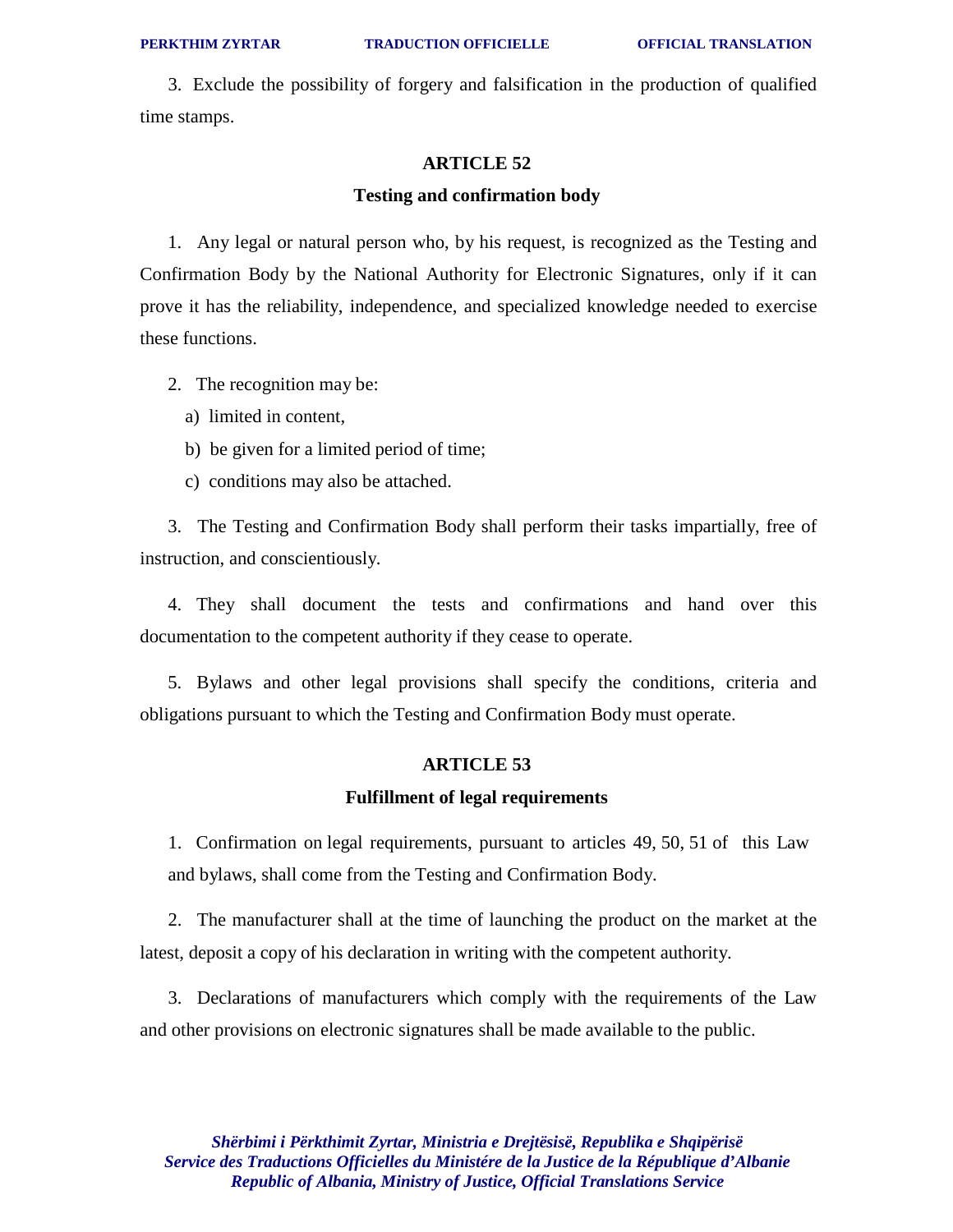3. Exclude the possibility of forgery and falsification in the production of qualified time stamps.

## ARTICLE 52

### Testing and confirmation body

1. Any legal or natural person who, by his request, is recognized as the Testing and Confirmation Body by the National Authority for Electronic Signatures, only if it can prove it has the reliability, independence, and specialized knowledge needed to exercise these functions.

2. The recognition may be:

   a) limited in content,

   b) be given for a limited period of time;

   c) conditions may also be attached.

3. The Testing and Confirmation Body shall perform their tasks impartially, free of instruction, and conscientiously.

4. They shall document the tests and confirmations and hand over this documentation to the competent authority if they cease to operate.

5. Bylaws and other legal provisions shall specify the conditions, criteria and obligations pursuant to which the Testing and Confirmation Body must operate.

## ARTICLE 53

### Fulfillment of legal requirements

1. Confirmation on legal requirements, pursuant to articles 49, 50, 51 of this Law and bylaws, shall come from the Testing and Confirmation Body.

2. The manufacturer shall at the time of launching the product on the market at the latest, deposit a copy of his declaration in writing with the competent authority.

3. Declarations of manufacturers which comply with the requirements of the Law and other provisions on electronic signatures shall be made available to the public.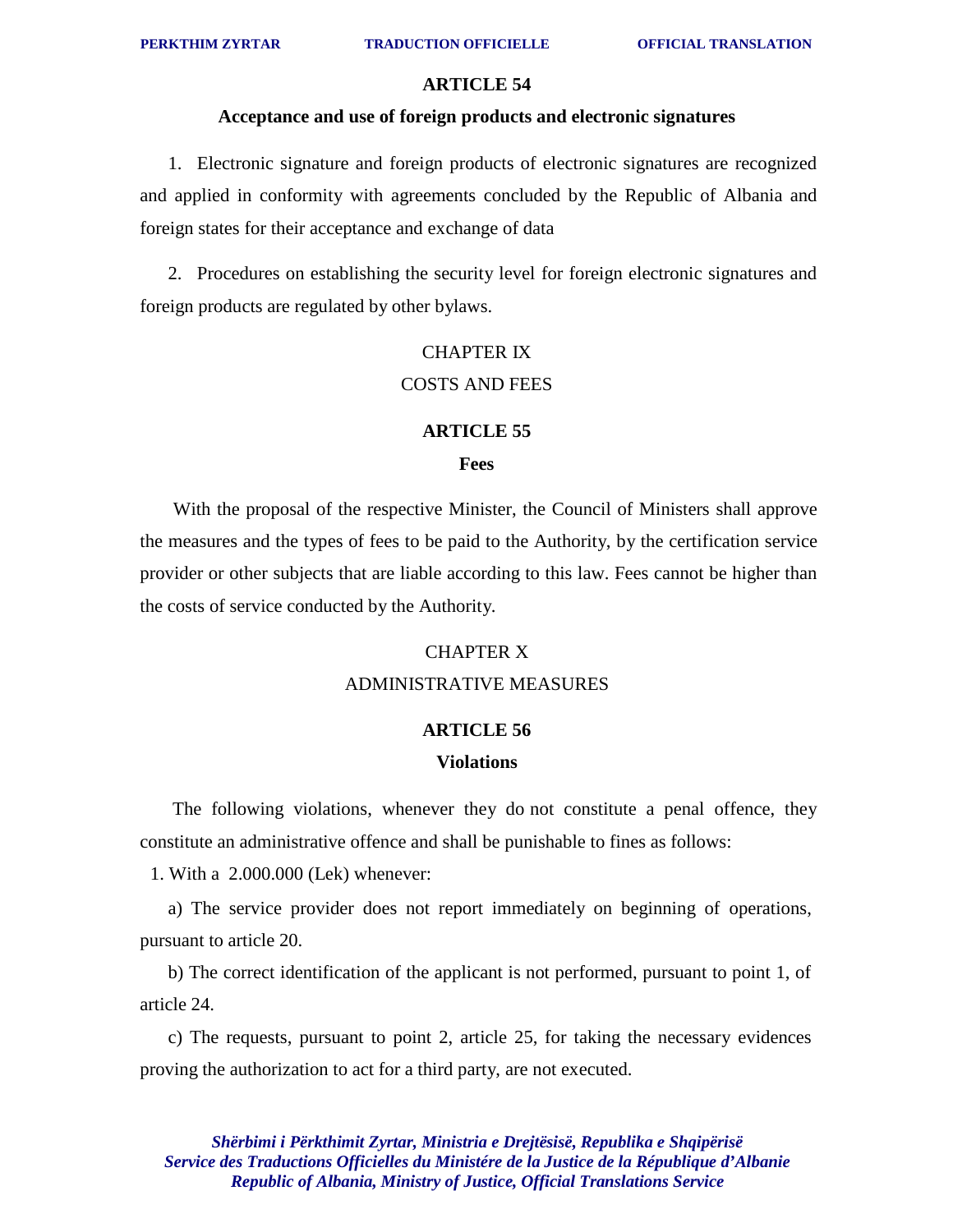### ARTICLE 54

### Acceptance and use of foreign products and electronic signatures

1. Electronic signature and foreign products of electronic signatures are recognized and applied in conformity with agreements concluded by the Republic of Albania and foreign states for their acceptance and exchange of data

2. Procedures on establishing the security level for foreign electronic signatures and foreign products are regulated by other bylaws.

## CHAPTER IX
## COSTS AND FEES

### ARTICLE 55

### Fees

With the proposal of the respective Minister, the Council of Ministers shall approve the measures and the types of fees to be paid to the Authority, by the certification service provider or other subjects that are liable according to this law. Fees cannot be higher than the costs of service conducted by the Authority.

## CHAPTER X
## ADMINISTRATIVE MEASURES

### ARTICLE 56

### Violations

The following violations, whenever they do not constitute a penal offence, they constitute an administrative offence and shall be punishable to fines as follows:

1. With a 2.000.000 (Lek) whenever:

a) The service provider does not report immediately on beginning of operations, pursuant to article 20.

b) The correct identification of the applicant is not performed, pursuant to point 1, of article 24.

c) The requests, pursuant to point 2, article 25, for taking the necessary evidences proving the authorization to act for a third party, are not executed.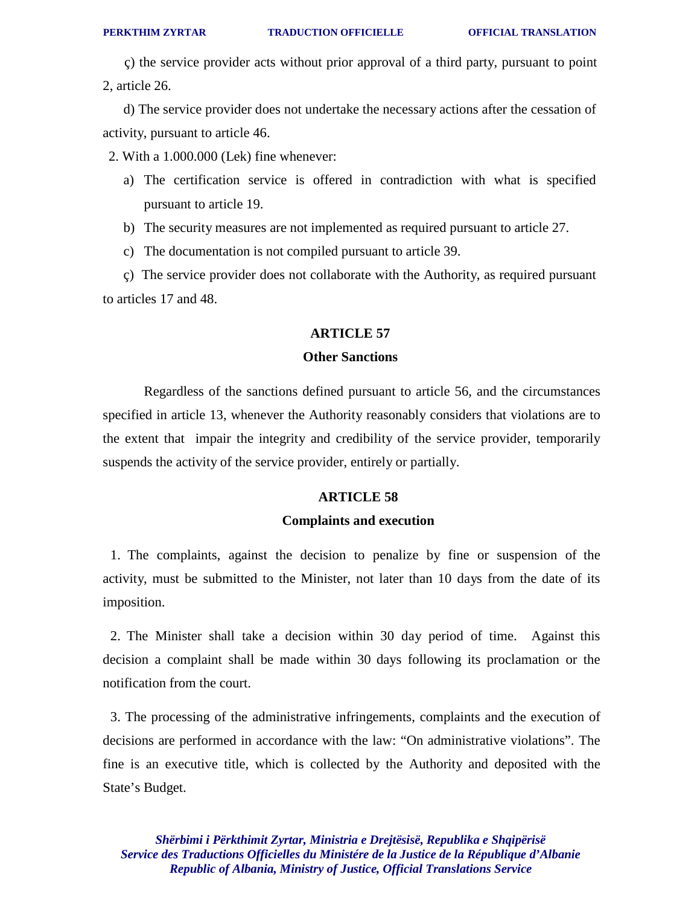ç) the service provider acts without prior approval of a third party, pursuant to point 2, article 26.

d) The service provider does not undertake the necessary actions after the cessation of activity, pursuant to article 46.

2. With a 1.000.000 (Lek) fine whenever:

a) The certification service is offered in contradiction with what is specified pursuant to article 19.

b) The security measures are not implemented as required pursuant to article 27.

c) The documentation is not compiled pursuant to article 39.

ç) The service provider does not collaborate with the Authority, as required pursuant to articles 17 and 48.

**ARTICLE 57**

**Other Sanctions**

Regardless of the sanctions defined pursuant to article 56, and the circumstances specified in article 13, whenever the Authority reasonably considers that violations are to the extent that impair the integrity and credibility of the service provider, temporarily suspends the activity of the service provider, entirely or partially.

**ARTICLE 58**

**Complaints and execution**

1. The complaints, against the decision to penalize by fine or suspension of the activity, must be submitted to the Minister, not later than 10 days from the date of its imposition.

2. The Minister shall take a decision within 30 day period of time. Against this decision a complaint shall be made within 30 days following its proclamation or the notification from the court.

3. The processing of the administrative infringements, complaints and the execution of decisions are performed in accordance with the law: "On administrative violations". The fine is an executive title, which is collected by the Authority and deposited with the State's Budget.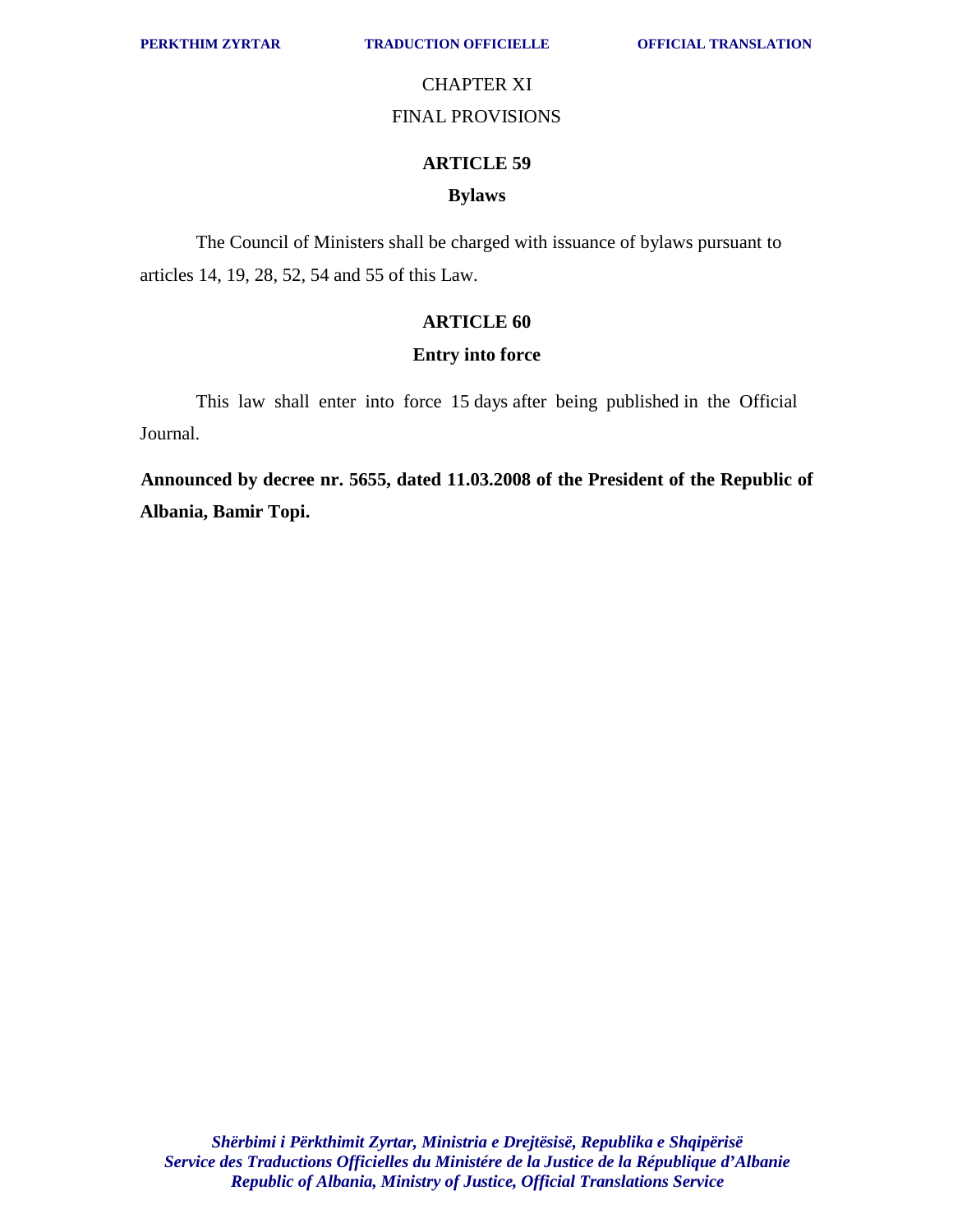## CHAPTER XI

## FINAL PROVISIONS

### ARTICLE 59

### Bylaws

The Council of Ministers shall be charged with issuance of bylaws pursuant to articles 14, 19, 28, 52, 54 and 55 of this Law.

### ARTICLE 60

### Entry into force

This law shall enter into force 15 days after being published in the Official Journal.

**Announced by decree nr. 5655, dated 11.03.2008 of the President of the Republic of Albania, Bamir Topi.**